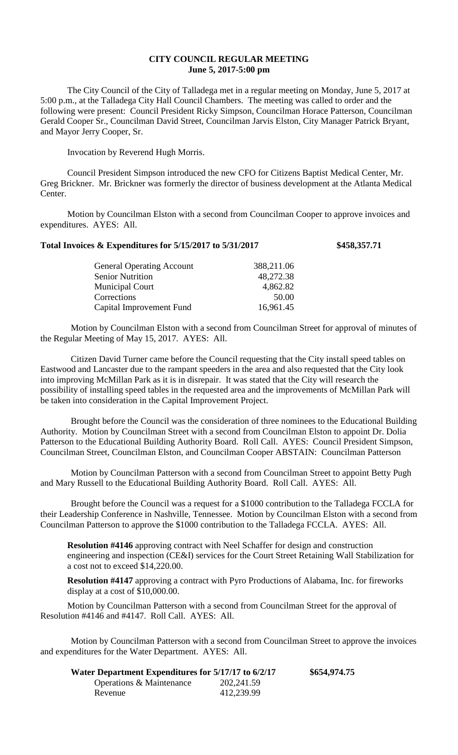# CITY COUNCIL REGULAR MEETING
## June 5, 2017-5:00 pm

The City Council of the City of Talladega met in a regular meeting on Monday, June 5, 2017 at 5:00 p.m., at the Talladega City Hall Council Chambers. The meeting was called to order and the following were present: Council President Ricky Simpson, Councilman Horace Patterson, Councilman Gerald Cooper Sr., Councilman David Street, Councilman Jarvis Elston, City Manager Patrick Bryant, and Mayor Jerry Cooper, Sr.

Invocation by Reverend Hugh Morris.

Council President Simpson introduced the new CFO for Citizens Baptist Medical Center, Mr. Greg Brickner. Mr. Brickner was formerly the director of business development at the Atlanta Medical Center.

Motion by Councilman Elston with a second from Councilman Cooper to approve invoices and expenditures. AYES: All.

**Total Invoices & Expenditures for 5/15/2017 to 5/31/2017 $458,357.71**

| | |
|---|---|
| General Operating Account | 388,211.06 |
| Senior Nutrition | 48,272.38 |
| Municipal Court | 4,862.82 |
| Corrections | 50.00 |
| Capital Improvement Fund | 16,961.45 |

Motion by Councilman Elston with a second from Councilman Street for approval of minutes of the Regular Meeting of May 15, 2017. AYES: All.

Citizen David Turner came before the Council requesting that the City install speed tables on Eastwood and Lancaster due to the rampant speeders in the area and also requested that the City look into improving McMillan Park as it is in disrepair. It was stated that the City will research the possibility of installing speed tables in the requested area and the improvements of McMillan Park will be taken into consideration in the Capital Improvement Project.

Brought before the Council was the consideration of three nominees to the Educational Building Authority. Motion by Councilman Street with a second from Councilman Elston to appoint Dr. Dolia Patterson to the Educational Building Authority Board. Roll Call. AYES: Council President Simpson, Councilman Street, Councilman Elston, and Councilman Cooper ABSTAIN: Councilman Patterson

Motion by Councilman Patterson with a second from Councilman Street to appoint Betty Pugh and Mary Russell to the Educational Building Authority Board. Roll Call. AYES: All.

Brought before the Council was a request for a $1000 contribution to the Talladega FCCLA for their Leadership Conference in Nashville, Tennessee. Motion by Councilman Elston with a second from Councilman Patterson to approve the $1000 contribution to the Talladega FCCLA. AYES: All.

**Resolution #4146** approving contract with Neel Schaffer for design and construction engineering and inspection (CE&I) services for the Court Street Retaining Wall Stabilization for a cost not to exceed $14,220.00.

**Resolution #4147** approving a contract with Pyro Productions of Alabama, Inc. for fireworks display at a cost of $10,000.00.

Motion by Councilman Patterson with a second from Councilman Street for the approval of Resolution #4146 and #4147. Roll Call. AYES: All.

Motion by Councilman Patterson with a second from Councilman Street to approve the invoices and expenditures for the Water Department. AYES: All.

**Water Department Expenditures for 5/17/17 to 6/2/17 $654,974.75**

| | |
|---|---|
| Operations & Maintenance | 202,241.59 |
| Revenue | 412,239.99 |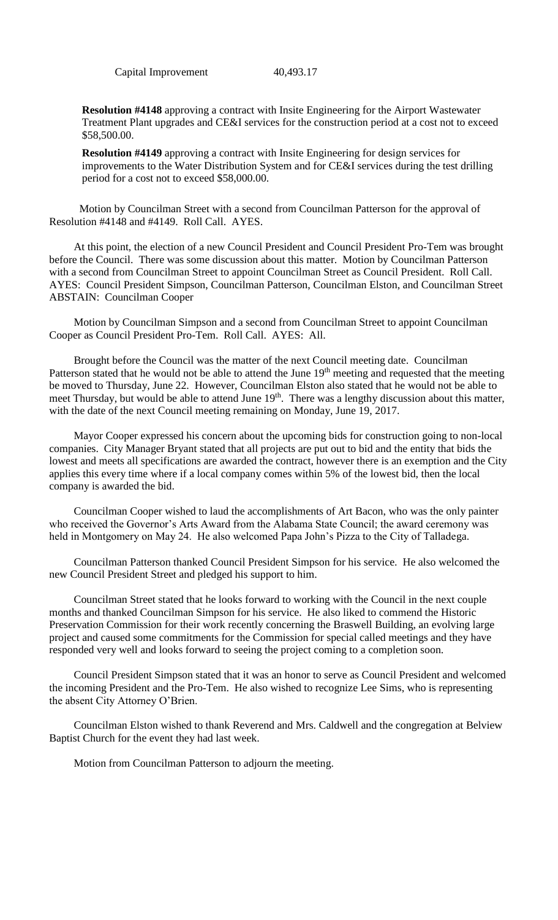Capital Improvement 40,493.17

**Resolution #4148** approving a contract with Insite Engineering for the Airport Wastewater Treatment Plant upgrades and CE&I services for the construction period at a cost not to exceed $58,500.00.

**Resolution #4149** approving a contract with Insite Engineering for design services for improvements to the Water Distribution System and for CE&I services during the test drilling period for a cost not to exceed $58,000.00.

Motion by Councilman Street with a second from Councilman Patterson for the approval of Resolution #4148 and #4149. Roll Call. AYES.

At this point, the election of a new Council President and Council President Pro-Tem was brought before the Council. There was some discussion about this matter. Motion by Councilman Patterson with a second from Councilman Street to appoint Councilman Street as Council President. Roll Call. AYES: Council President Simpson, Councilman Patterson, Councilman Elston, and Councilman Street ABSTAIN: Councilman Cooper

Motion by Councilman Simpson and a second from Councilman Street to appoint Councilman Cooper as Council President Pro-Tem. Roll Call. AYES: All.

Brought before the Council was the matter of the next Council meeting date. Councilman Patterson stated that he would not be able to attend the June 19th meeting and requested that the meeting be moved to Thursday, June 22. However, Councilman Elston also stated that he would not be able to meet Thursday, but would be able to attend June 19th. There was a lengthy discussion about this matter, with the date of the next Council meeting remaining on Monday, June 19, 2017.

Mayor Cooper expressed his concern about the upcoming bids for construction going to non-local companies. City Manager Bryant stated that all projects are put out to bid and the entity that bids the lowest and meets all specifications are awarded the contract, however there is an exemption and the City applies this every time where if a local company comes within 5% of the lowest bid, then the local company is awarded the bid.

Councilman Cooper wished to laud the accomplishments of Art Bacon, who was the only painter who received the Governor's Arts Award from the Alabama State Council; the award ceremony was held in Montgomery on May 24. He also welcomed Papa John's Pizza to the City of Talladega.

Councilman Patterson thanked Council President Simpson for his service. He also welcomed the new Council President Street and pledged his support to him.

Councilman Street stated that he looks forward to working with the Council in the next couple months and thanked Councilman Simpson for his service. He also liked to commend the Historic Preservation Commission for their work recently concerning the Braswell Building, an evolving large project and caused some commitments for the Commission for special called meetings and they have responded very well and looks forward to seeing the project coming to a completion soon.

Council President Simpson stated that it was an honor to serve as Council President and welcomed the incoming President and the Pro-Tem. He also wished to recognize Lee Sims, who is representing the absent City Attorney O'Brien.

Councilman Elston wished to thank Reverend and Mrs. Caldwell and the congregation at Belview Baptist Church for the event they had last week.

Motion from Councilman Patterson to adjourn the meeting.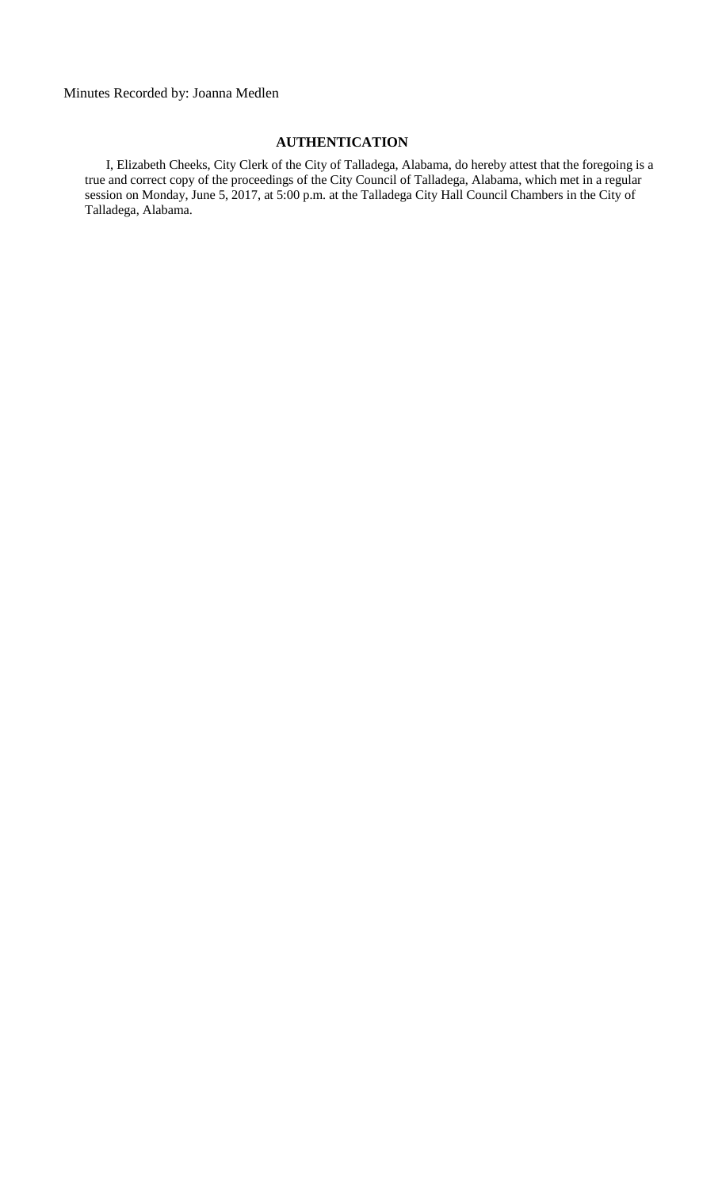Minutes Recorded by: Joanna Medlen

## AUTHENTICATION

I, Elizabeth Cheeks, City Clerk of the City of Talladega, Alabama, do hereby attest that the foregoing is a true and correct copy of the proceedings of the City Council of Talladega, Alabama, which met in a regular session on Monday, June 5, 2017, at 5:00 p.m. at the Talladega City Hall Council Chambers in the City of Talladega, Alabama.